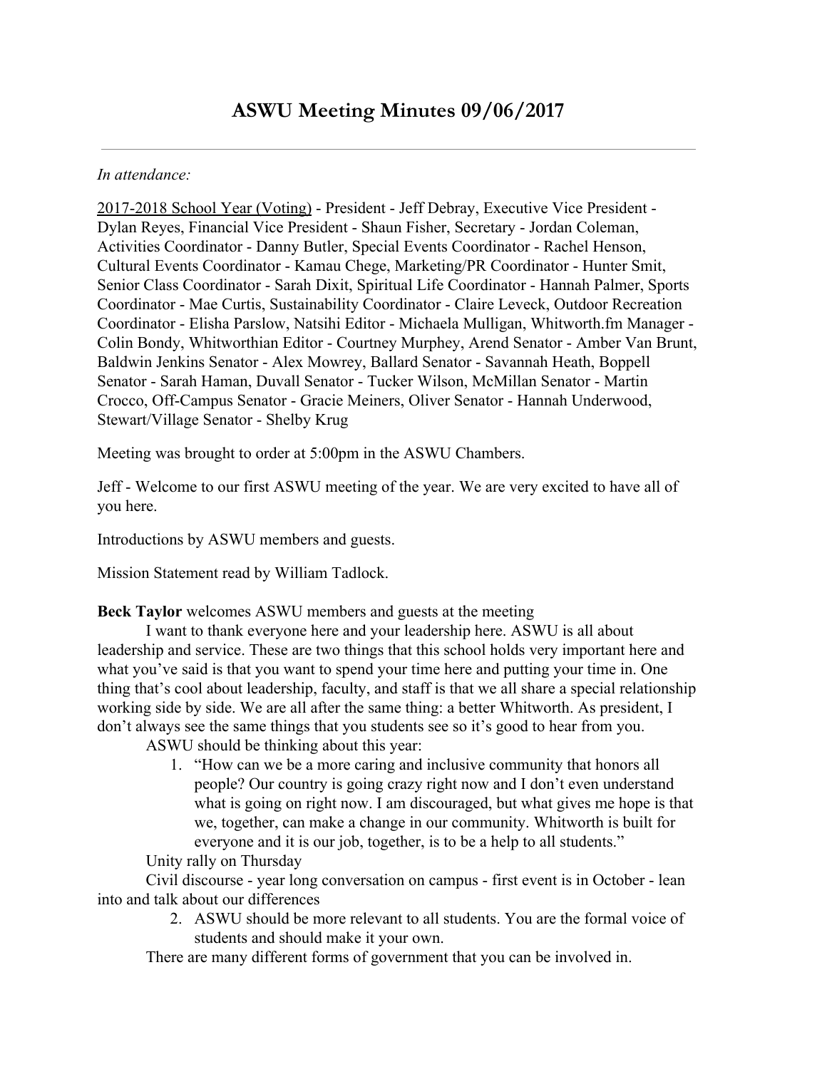# ASWU Meeting Minutes 09/06/2017

---

*In attendance:*

2017-2018 School Year (Voting) - President - Jeff Debray, Executive Vice President - Dylan Reyes, Financial Vice President - Shaun Fisher, Secretary - Jordan Coleman, Activities Coordinator - Danny Butler, Special Events Coordinator - Rachel Henson, Cultural Events Coordinator - Kamau Chege, Marketing/PR Coordinator - Hunter Smit, Senior Class Coordinator - Sarah Dixit, Spiritual Life Coordinator - Hannah Palmer, Sports Coordinator - Mae Curtis, Sustainability Coordinator - Claire Leveck, Outdoor Recreation Coordinator - Elisha Parslow, Natsihi Editor - Michaela Mulligan, Whitworth.fm Manager - Colin Bondy, Whitworthian Editor - Courtney Murphey, Arend Senator - Amber Van Brunt, Baldwin Jenkins Senator - Alex Mowrey, Ballard Senator - Savannah Heath, Boppell Senator - Sarah Haman, Duvall Senator - Tucker Wilson, McMillan Senator - Martin Crocco, Off-Campus Senator - Gracie Meiners, Oliver Senator - Hannah Underwood, Stewart/Village Senator - Shelby Krug

Meeting was brought to order at 5:00pm in the ASWU Chambers.

Jeff - Welcome to our first ASWU meeting of the year. We are very excited to have all of you here.

Introductions by ASWU members and guests.

Mission Statement read by William Tadlock.

**Beck Taylor** welcomes ASWU members and guests at the meeting

I want to thank everyone here and your leadership here. ASWU is all about leadership and service. These are two things that this school holds very important here and what you've said is that you want to spend your time here and putting your time in. One thing that's cool about leadership, faculty, and staff is that we all share a special relationship working side by side. We are all after the same thing: a better Whitworth. As president, I don't always see the same things that you students see so it's good to hear from you.

ASWU should be thinking about this year:

1. "How can we be a more caring and inclusive community that honors all people? Our country is going crazy right now and I don't even understand what is going on right now. I am discouraged, but what gives me hope is that we, together, can make a change in our community. Whitworth is built for everyone and it is our job, together, is to be a help to all students."

Unity rally on Thursday

Civil discourse - year long conversation on campus - first event is in October - lean into and talk about our differences

2. ASWU should be more relevant to all students. You are the formal voice of students and should make it your own.

There are many different forms of government that you can be involved in.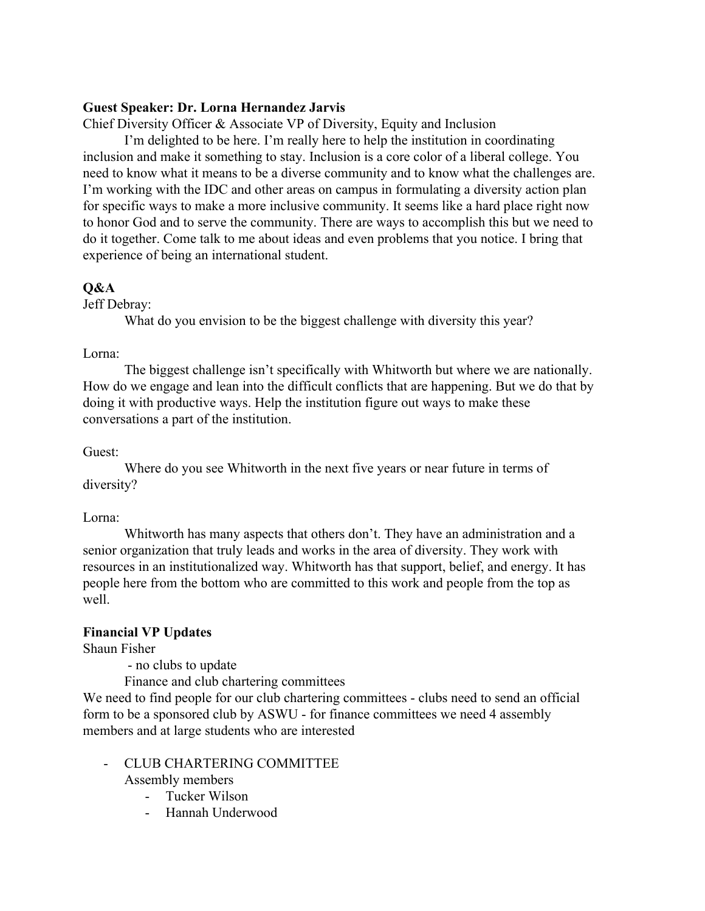**Guest Speaker: Dr. Lorna Hernandez Jarvis**

Chief Diversity Officer & Associate VP of Diversity, Equity and Inclusion

I'm delighted to be here. I'm really here to help the institution in coordinating inclusion and make it something to stay. Inclusion is a core color of a liberal college. You need to know what it means to be a diverse community and to know what the challenges are. I'm working with the IDC and other areas on campus in formulating a diversity action plan for specific ways to make a more inclusive community. It seems like a hard place right now to honor God and to serve the community. There are ways to accomplish this but we need to do it together. Come talk to me about ideas and even problems that you notice. I bring that experience of being an international student.

**Q&A**

Jeff Debray:

What do you envision to be the biggest challenge with diversity this year?

Lorna:

The biggest challenge isn't specifically with Whitworth but where we are nationally. How do we engage and lean into the difficult conflicts that are happening. But we do that by doing it with productive ways. Help the institution figure out ways to make these conversations a part of the institution.

Guest:

Where do you see Whitworth in the next five years or near future in terms of diversity?

Lorna:

Whitworth has many aspects that others don't. They have an administration and a senior organization that truly leads and works in the area of diversity. They work with resources in an institutionalized way. Whitworth has that support, belief, and energy. It has people here from the bottom who are committed to this work and people from the top as well.

**Financial VP Updates**

Shaun Fisher

- no clubs to update

Finance and club chartering committees

We need to find people for our club chartering committees - clubs need to send an official form to be a sponsored club by ASWU - for finance committees we need 4 assembly members and at large students who are interested

- CLUB CHARTERING COMMITTEE
  Assembly members
  - Tucker Wilson
  - Hannah Underwood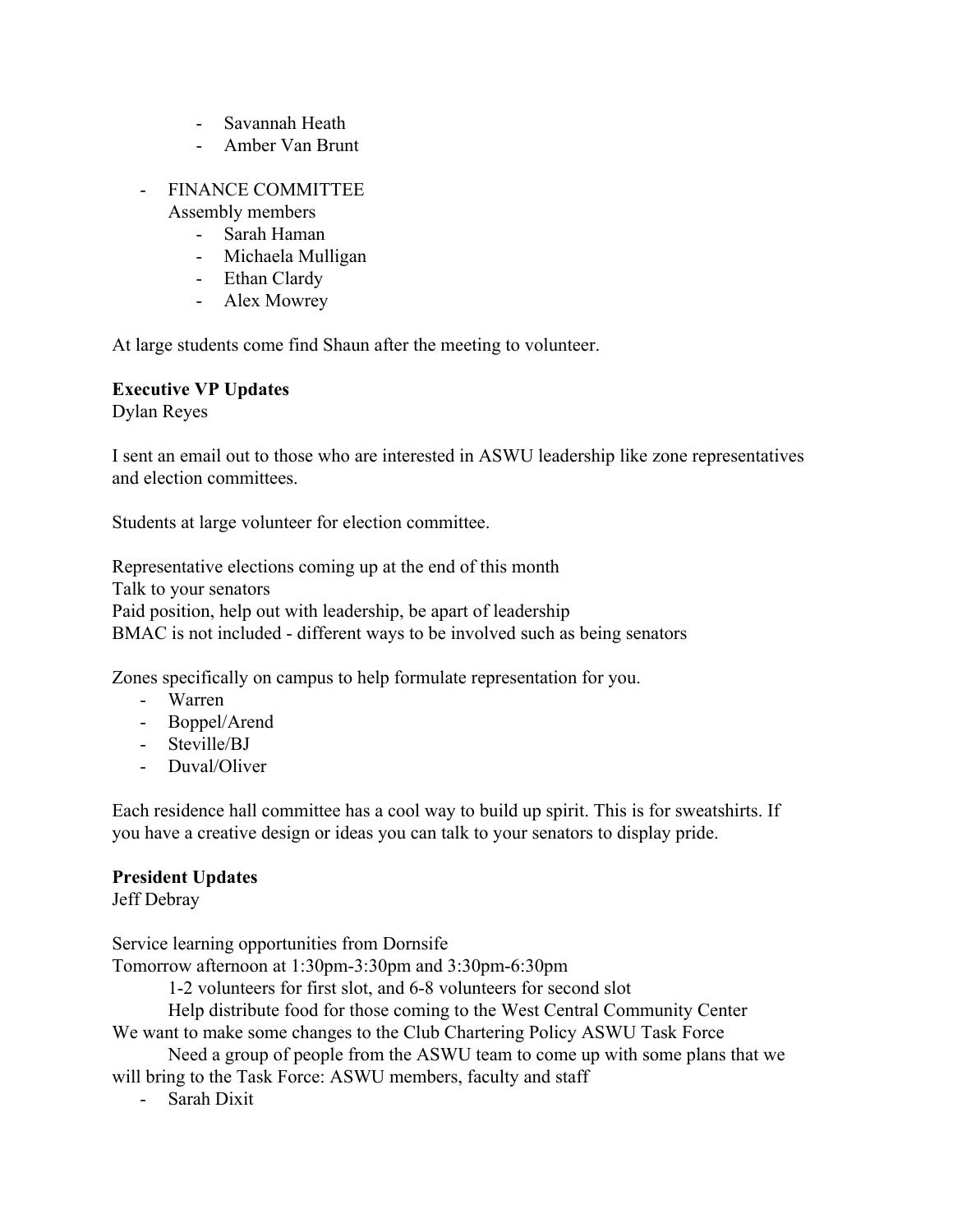- Savannah Heath
  - Amber Van Brunt

- FINANCE COMMITTEE
  Assembly members
  - Sarah Haman
  - Michaela Mulligan
  - Ethan Clardy
  - Alex Mowrey

At large students come find Shaun after the meeting to volunteer.

**Executive VP Updates**
Dylan Reyes

I sent an email out to those who are interested in ASWU leadership like zone representatives and election committees.

Students at large volunteer for election committee.

Representative elections coming up at the end of this month
Talk to your senators
Paid position, help out with leadership, be apart of leadership
BMAC is not included - different ways to be involved such as being senators

Zones specifically on campus to help formulate representation for you.

- Warren
- Boppel/Arend
- Steville/BJ
- Duval/Oliver

Each residence hall committee has a cool way to build up spirit. This is for sweatshirts. If you have a creative design or ideas you can talk to your senators to display pride.

**President Updates**
Jeff Debray

Service learning opportunities from Dornsife
Tomorrow afternoon at 1:30pm-3:30pm and 3:30pm-6:30pm
    1-2 volunteers for first slot, and 6-8 volunteers for second slot
    Help distribute food for those coming to the West Central Community Center
We want to make some changes to the Club Chartering Policy ASWU Task Force
    Need a group of people from the ASWU team to come up with some plans that we will bring to the Task Force: ASWU members, faculty and staff

- Sarah Dixit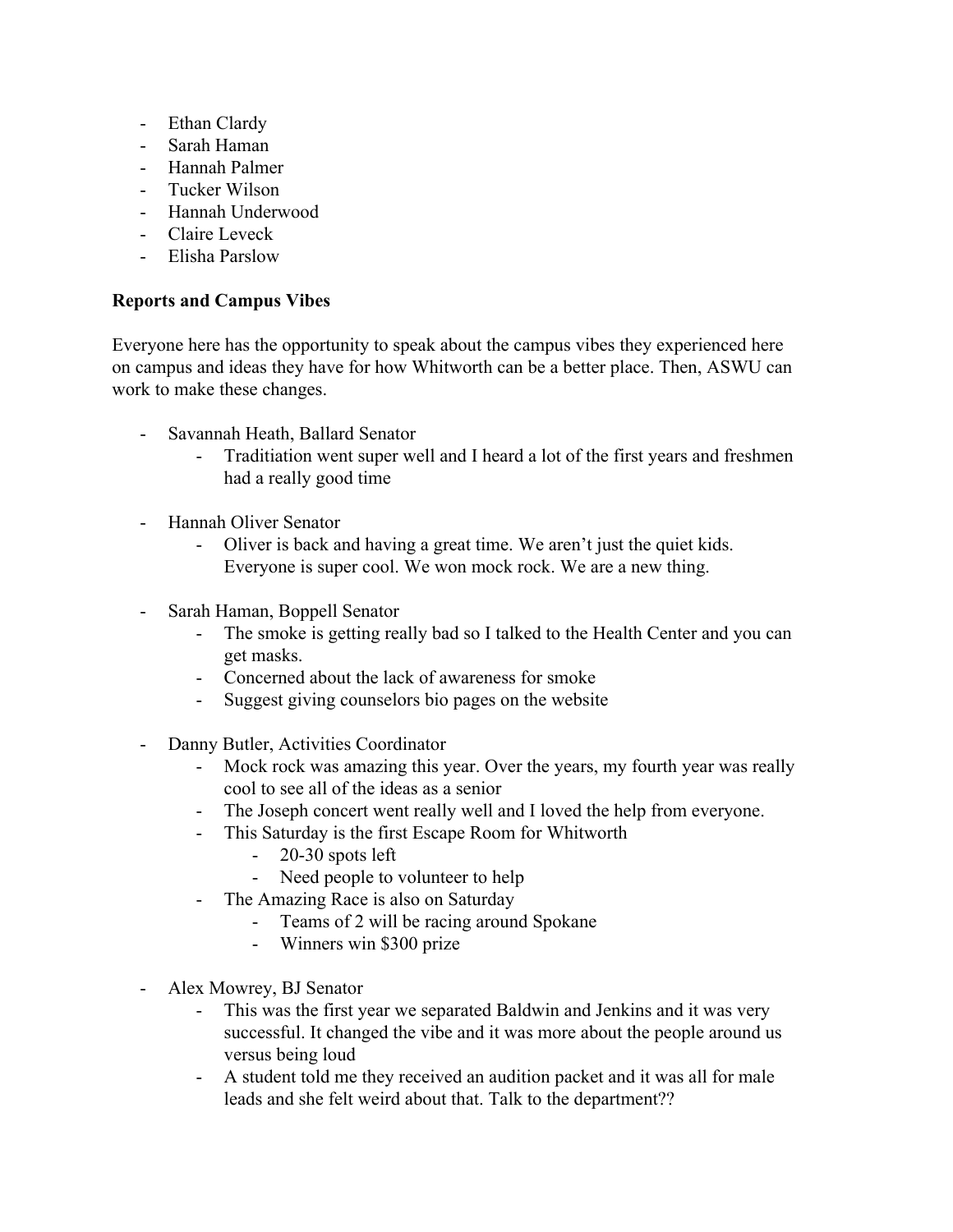- Ethan Clardy
- Sarah Haman
- Hannah Palmer
- Tucker Wilson
- Hannah Underwood
- Claire Leveck
- Elisha Parslow

**Reports and Campus Vibes**

Everyone here has the opportunity to speak about the campus vibes they experienced here on campus and ideas they have for how Whitworth can be a better place. Then, ASWU can work to make these changes.

- Savannah Heath, Ballard Senator
    - Traditiation went super well and I heard a lot of the first years and freshmen had a really good time

- Hannah Oliver Senator
    - Oliver is back and having a great time. We aren't just the quiet kids. Everyone is super cool. We won mock rock. We are a new thing.

- Sarah Haman, Boppell Senator
    - The smoke is getting really bad so I talked to the Health Center and you can get masks.
    - Concerned about the lack of awareness for smoke
    - Suggest giving counselors bio pages on the website

- Danny Butler, Activities Coordinator
    - Mock rock was amazing this year. Over the years, my fourth year was really cool to see all of the ideas as a senior
    - The Joseph concert went really well and I loved the help from everyone.
    - This Saturday is the first Escape Room for Whitworth
        - 20-30 spots left
        - Need people to volunteer to help
    - The Amazing Race is also on Saturday
        - Teams of 2 will be racing around Spokane
        - Winners win $300 prize

- Alex Mowrey, BJ Senator
    - This was the first year we separated Baldwin and Jenkins and it was very successful. It changed the vibe and it was more about the people around us versus being loud
    - A student told me they received an audition packet and it was all for male leads and she felt weird about that. Talk to the department??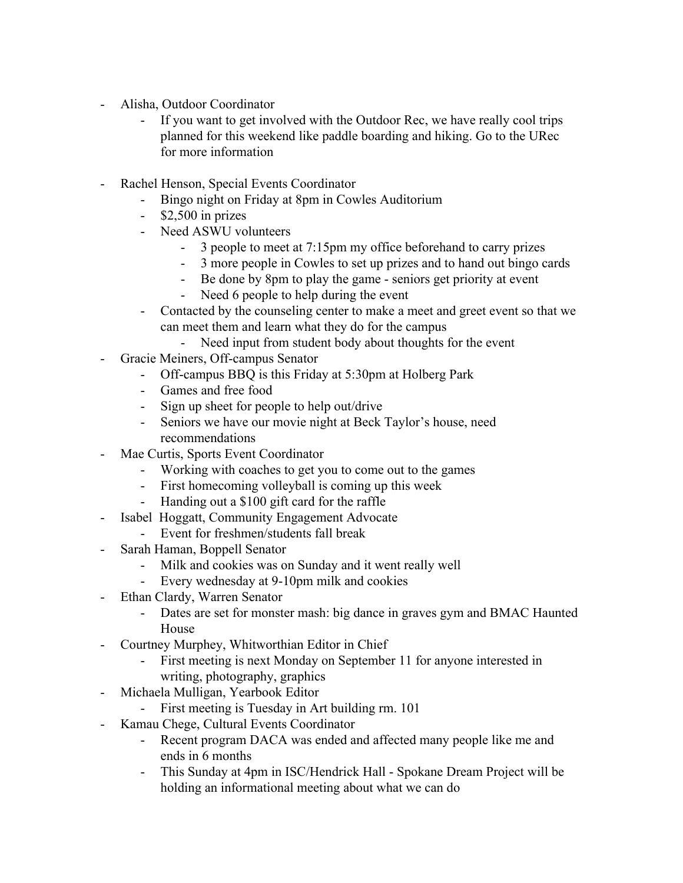- Alisha, Outdoor Coordinator
    - If you want to get involved with the Outdoor Rec, we have really cool trips planned for this weekend like paddle boarding and hiking. Go to the URec for more information

- Rachel Henson, Special Events Coordinator
    - Bingo night on Friday at 8pm in Cowles Auditorium
    - $2,500 in prizes
    - Need ASWU volunteers
        - 3 people to meet at 7:15pm my office beforehand to carry prizes
        - 3 more people in Cowles to set up prizes and to hand out bingo cards
        - Be done by 8pm to play the game - seniors get priority at event
        - Need 6 people to help during the event
    - Contacted by the counseling center to make a meet and greet event so that we can meet them and learn what they do for the campus
        - Need input from student body about thoughts for the event
- Gracie Meiners, Off-campus Senator
    - Off-campus BBQ is this Friday at 5:30pm at Holberg Park
    - Games and free food
    - Sign up sheet for people to help out/drive
    - Seniors we have our movie night at Beck Taylor's house, need recommendations
- Mae Curtis, Sports Event Coordinator
    - Working with coaches to get you to come out to the games
    - First homecoming volleyball is coming up this week
    - Handing out a $100 gift card for the raffle
- Isabel Hoggatt, Community Engagement Advocate
    - Event for freshmen/students fall break
- Sarah Haman, Boppell Senator
    - Milk and cookies was on Sunday and it went really well
    - Every wednesday at 9-10pm milk and cookies
- Ethan Clardy, Warren Senator
    - Dates are set for monster mash: big dance in graves gym and BMAC Haunted House
- Courtney Murphey, Whitworthian Editor in Chief
    - First meeting is next Monday on September 11 for anyone interested in writing, photography, graphics
- Michaela Mulligan, Yearbook Editor
    - First meeting is Tuesday in Art building rm. 101
- Kamau Chege, Cultural Events Coordinator
    - Recent program DACA was ended and affected many people like me and ends in 6 months
    - This Sunday at 4pm in ISC/Hendrick Hall - Spokane Dream Project will be holding an informational meeting about what we can do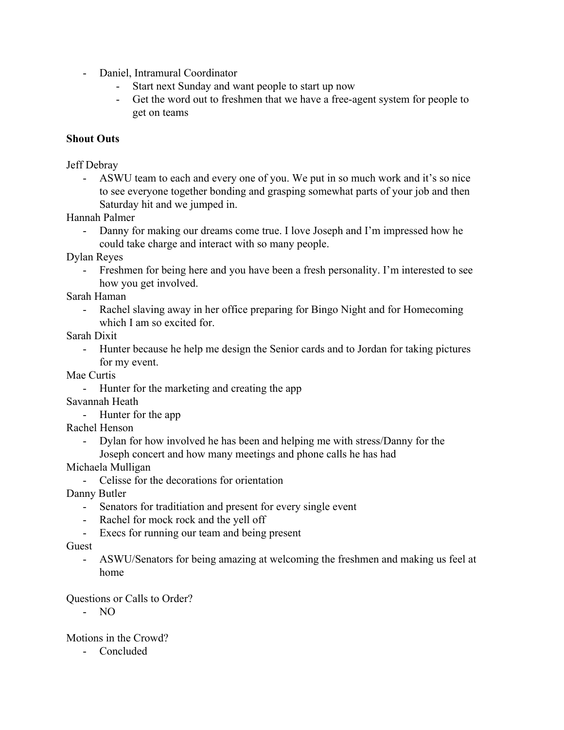- Daniel, Intramural Coordinator
    - Start next Sunday and want people to start up now
    - Get the word out to freshmen that we have a free-agent system for people to get on teams

**Shout Outs**

Jeff Debray

- ASWU team to each and every one of you. We put in so much work and it's so nice to see everyone together bonding and grasping somewhat parts of your job and then Saturday hit and we jumped in.

Hannah Palmer

- Danny for making our dreams come true. I love Joseph and I'm impressed how he could take charge and interact with so many people.

Dylan Reyes

- Freshmen for being here and you have been a fresh personality. I'm interested to see how you get involved.

Sarah Haman

- Rachel slaving away in her office preparing for Bingo Night and for Homecoming which I am so excited for.

Sarah Dixit

- Hunter because he help me design the Senior cards and to Jordan for taking pictures for my event.

Mae Curtis

- Hunter for the marketing and creating the app

Savannah Heath

- Hunter for the app

Rachel Henson

- Dylan for how involved he has been and helping me with stress/Danny for the Joseph concert and how many meetings and phone calls he has had

Michaela Mulligan

- Celisse for the decorations for orientation

Danny Butler

- Senators for traditiation and present for every single event
- Rachel for mock rock and the yell off
- Execs for running our team and being present

Guest

- ASWU/Senators for being amazing at welcoming the freshmen and making us feel at home

Questions or Calls to Order?

- NO

Motions in the Crowd?

- Concluded